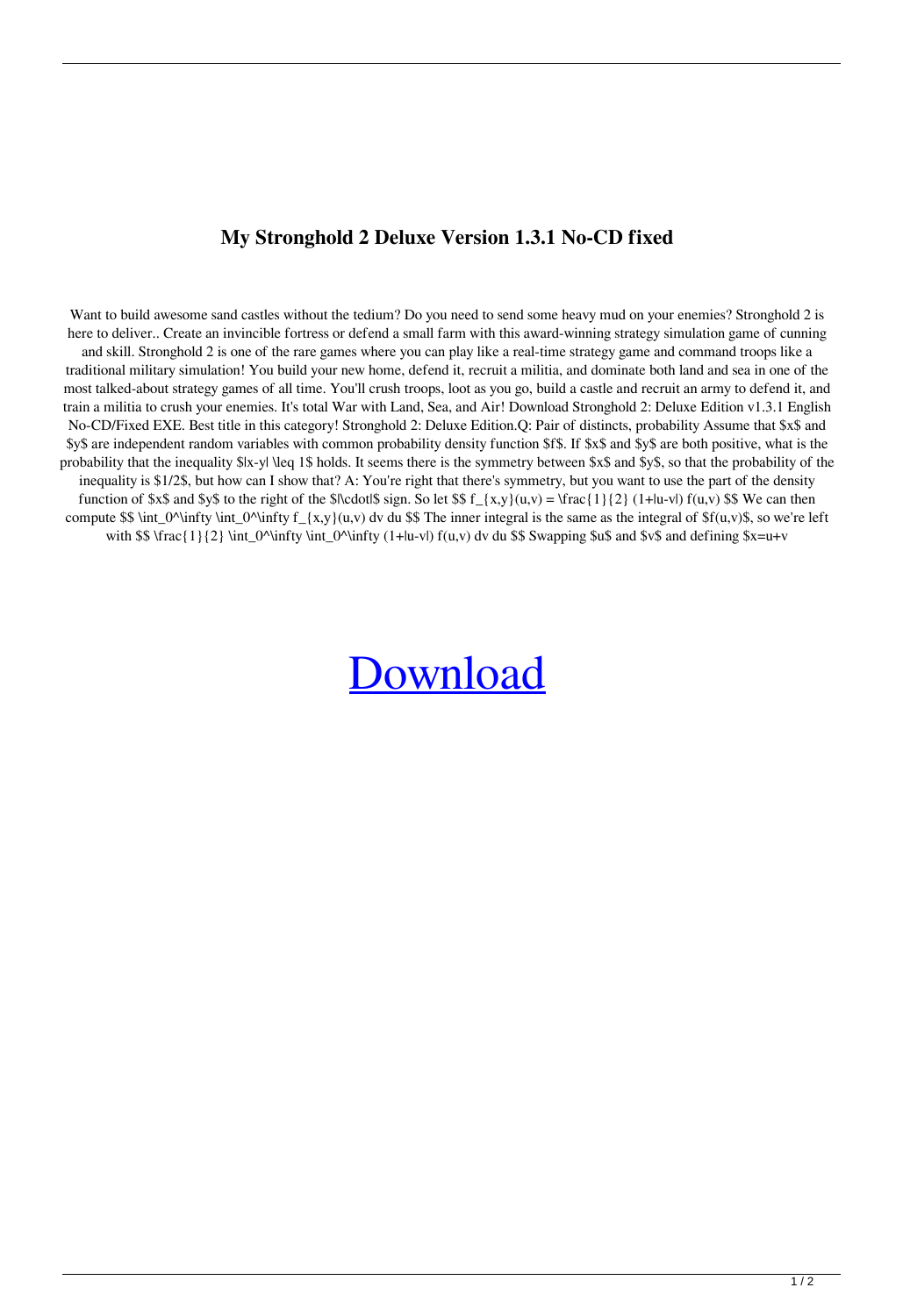# My Stronghold 2 Deluxe Version 1.3.1 No-CD fixed

Want to build awesome sand castles without the tedium? Do you need to send some heavy mud on your enemies? Stronghold 2 is here to deliver.. Create an invincible fortress or defend a small farm with this award-winning strategy simulation game of cunning and skill. Stronghold 2 is one of the rare games where you can play like a real-time strategy game and command troops like a traditional military simulation! You build your new home, defend it, recruit a militia, and dominate both land and sea in one of the most talked-about strategy games of all time. You'll crush troops, loot as you go, build a castle and recruit an army to defend it, and train a militia to crush your enemies. It's total War with Land, Sea, and Air! Download Stronghold 2: Deluxe Edition v1.3.1 English No-CD/Fixed EXE. Best title in this category! Stronghold 2: Deluxe Edition.Q: Pair of distincts, probability Assume that $x$ and $y$ are independent random variables with common probability density function $f$. If $x$ and $y$ are both positive, what is the probability that the inequality $|x-y| \leq 1$ holds. It seems there is the symmetry between $x$ and $y$, so that the probability of the inequality is $1/2$, but how can I show that? A: You're right that there's symmetry, but you want to use the part of the density function of $x$ and $y$ to the right of the $|\cdot|$ sign. So let $$ f_{x,y}(u,v) = \frac{1}{2} (1+|u-v|) f(u,v) $$ We can then compute $$ \int_0^\infty \int_0^\infty f_{x,y}(u,v) dv du $$ The inner integral is the same as the integral of $f(u,v)$, so we're left with $$ \frac{1}{2} \int_0^\infty \int_0^\infty (1+|u-v|) f(u,v) dv du $$ Swapping $u$ and $v$ and defining $x=u+v

[Download]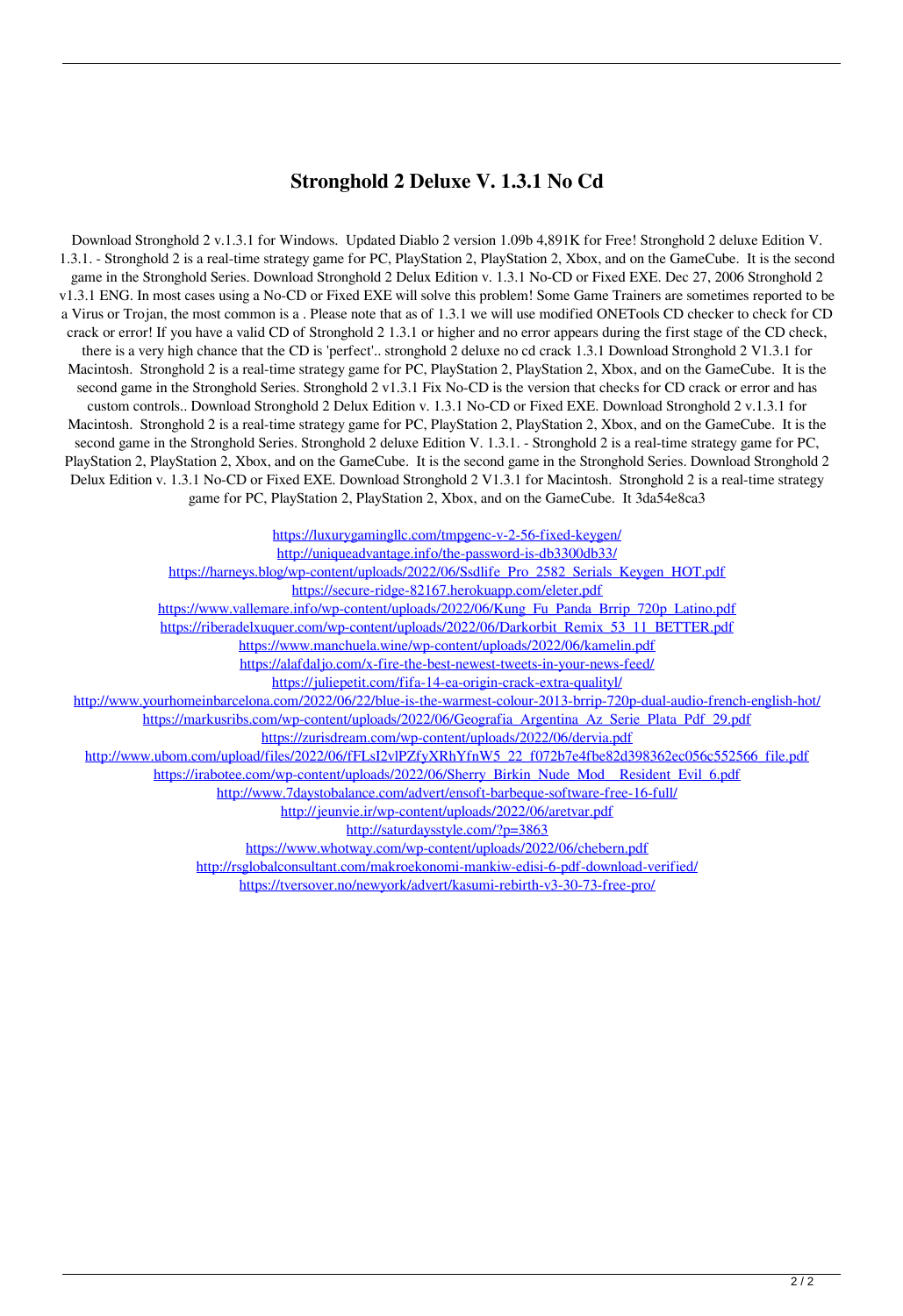# Stronghold 2 Deluxe V. 1.3.1 No Cd

Download Stronghold 2 v.1.3.1 for Windows.  Updated Diablo 2 version 1.09b 4,891K for Free! Stronghold 2 deluxe Edition V. 1.3.1. - Stronghold 2 is a real-time strategy game for PC, PlayStation 2, PlayStation 2, Xbox, and on the GameCube.  It is the second game in the Stronghold Series. Download Stronghold 2 Delux Edition v. 1.3.1 No-CD or Fixed EXE. Dec 27, 2006 Stronghold 2 v1.3.1 ENG. In most cases using a No-CD or Fixed EXE will solve this problem! Some Game Trainers are sometimes reported to be a Virus or Trojan, the most common is a . Please note that as of 1.3.1 we will use modified ONETools CD checker to check for CD crack or error! If you have a valid CD of Stronghold 2 1.3.1 or higher and no error appears during the first stage of the CD check, there is a very high chance that the CD is 'perfect'.. stronghold 2 deluxe no cd crack 1.3.1 Download Stronghold 2 V1.3.1 for Macintosh.  Stronghold 2 is a real-time strategy game for PC, PlayStation 2, PlayStation 2, Xbox, and on the GameCube.  It is the second game in the Stronghold Series. Stronghold 2 v1.3.1 Fix No-CD is the version that checks for CD crack or error and has custom controls.. Download Stronghold 2 Delux Edition v. 1.3.1 No-CD or Fixed EXE. Download Stronghold 2 v.1.3.1 for Macintosh.  Stronghold 2 is a real-time strategy game for PC, PlayStation 2, PlayStation 2, Xbox, and on the GameCube.  It is the second game in the Stronghold Series. Stronghold 2 deluxe Edition V. 1.3.1. - Stronghold 2 is a real-time strategy game for PC, PlayStation 2, PlayStation 2, Xbox, and on the GameCube.  It is the second game in the Stronghold Series. Download Stronghold 2 Delux Edition v. 1.3.1 No-CD or Fixed EXE. Download Stronghold 2 V1.3.1 for Macintosh.  Stronghold 2 is a real-time strategy game for PC, PlayStation 2, PlayStation 2, Xbox, and on the GameCube.  It 3da54e8ca3

https://luxurygamingllc.com/tmpgenc-v-2-56-fixed-keygen/
http://uniqueadvantage.info/the-password-is-db3300db33/
https://harneys.blog/wp-content/uploads/2022/06/Ssdlife_Pro_2582_Serials_Keygen_HOT.pdf
https://secure-ridge-82167.herokuapp.com/eleter.pdf
https://www.vallemare.info/wp-content/uploads/2022/06/Kung_Fu_Panda_Brrip_720p_Latino.pdf
https://riberadelxuquer.com/wp-content/uploads/2022/06/Darkorbit_Remix_53_11_BETTER.pdf
https://www.manchuela.wine/wp-content/uploads/2022/06/kamelin.pdf
https://alafdaljo.com/x-fire-the-best-newest-tweets-in-your-news-feed/
https://juliepetit.com/fifa-14-ea-origin-crack-extra-qualityl/
http://www.yourhomeinbarcelona.com/2022/06/22/blue-is-the-warmest-colour-2013-brrip-720p-dual-audio-french-english-hot/
https://markusribs.com/wp-content/uploads/2022/06/Geografia_Argentina_Az_Serie_Plata_Pdf_29.pdf
https://zurisdream.com/wp-content/uploads/2022/06/dervia.pdf
http://www.ubom.com/upload/files/2022/06/fFLsI2vlPZfyXRhYfnW5_22_f072b7e4fbe82d398362ec056c552566_file.pdf
https://irabotee.com/wp-content/uploads/2022/06/Sherry_Birkin_Nude_Mod__Resident_Evil_6.pdf
http://www.7daystobalance.com/advert/ensoft-barbeque-software-free-16-full/
http://jeunvie.ir/wp-content/uploads/2022/06/aretvar.pdf
http://saturdaysstyle.com/?p=3863
https://www.whotway.com/wp-content/uploads/2022/06/chebern.pdf
http://rsglobalconsultant.com/makroekonomi-mankiw-edisi-6-pdf-download-verified/
https://tversover.no/newyork/advert/kasumi-rebirth-v3-30-73-free-pro/